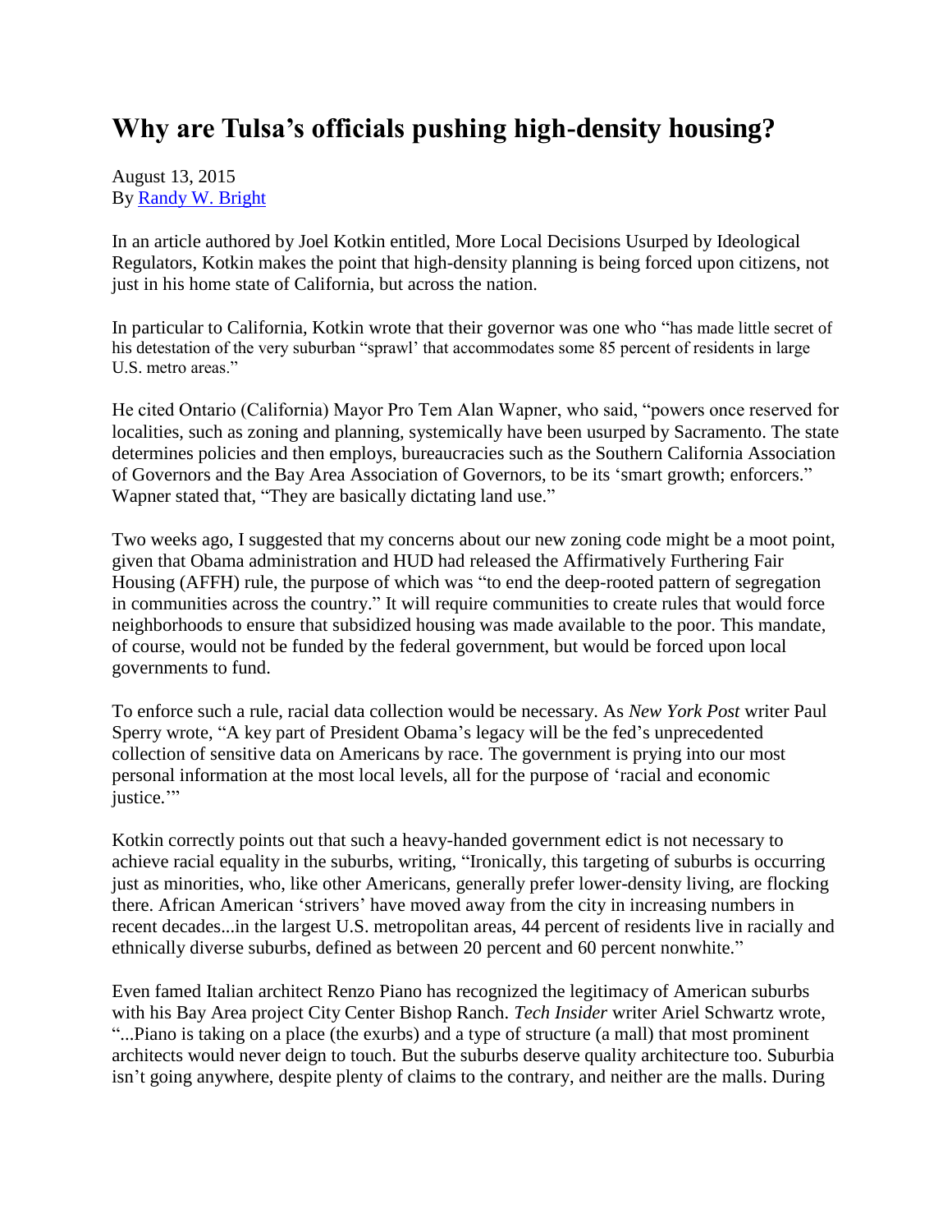# Why are Tulsa's officials pushing high-density housing?

August 13, 2015
By [Randy W. Bright]

In an article authored by Joel Kotkin entitled, More Local Decisions Usurped by Ideological Regulators, Kotkin makes the point that high-density planning is being forced upon citizens, not just in his home state of California, but across the nation.

In particular to California, Kotkin wrote that their governor was one who "has made little secret of his detestation of the very suburban "sprawl' that accommodates some 85 percent of residents in large U.S. metro areas."

He cited Ontario (California) Mayor Pro Tem Alan Wapner, who said, "powers once reserved for localities, such as zoning and planning, systemically have been usurped by Sacramento. The state determines policies and then employs, bureaucracies such as the Southern California Association of Governors and the Bay Area Association of Governors, to be its 'smart growth; enforcers." Wapner stated that, "They are basically dictating land use."

Two weeks ago, I suggested that my concerns about our new zoning code might be a moot point, given that Obama administration and HUD had released the Affirmatively Furthering Fair Housing (AFFH) rule, the purpose of which was "to end the deep-rooted pattern of segregation in communities across the country." It will require communities to create rules that would force neighborhoods to ensure that subsidized housing was made available to the poor. This mandate, of course, would not be funded by the federal government, but would be forced upon local governments to fund.

To enforce such a rule, racial data collection would be necessary. As *New York Post* writer Paul Sperry wrote, "A key part of President Obama's legacy will be the fed's unprecedented collection of sensitive data on Americans by race. The government is prying into our most personal information at the most local levels, all for the purpose of 'racial and economic justice.'"

Kotkin correctly points out that such a heavy-handed government edict is not necessary to achieve racial equality in the suburbs, writing, "Ironically, this targeting of suburbs is occurring just as minorities, who, like other Americans, generally prefer lower-density living, are flocking there. African American 'strivers' have moved away from the city in increasing numbers in recent decades...in the largest U.S. metropolitan areas, 44 percent of residents live in racially and ethnically diverse suburbs, defined as between 20 percent and 60 percent nonwhite."

Even famed Italian architect Renzo Piano has recognized the legitimacy of American suburbs with his Bay Area project City Center Bishop Ranch. *Tech Insider* writer Ariel Schwartz wrote, "...Piano is taking on a place (the exurbs) and a type of structure (a mall) that most prominent architects would never deign to touch. But the suburbs deserve quality architecture too. Suburbia isn't going anywhere, despite plenty of claims to the contrary, and neither are the malls. During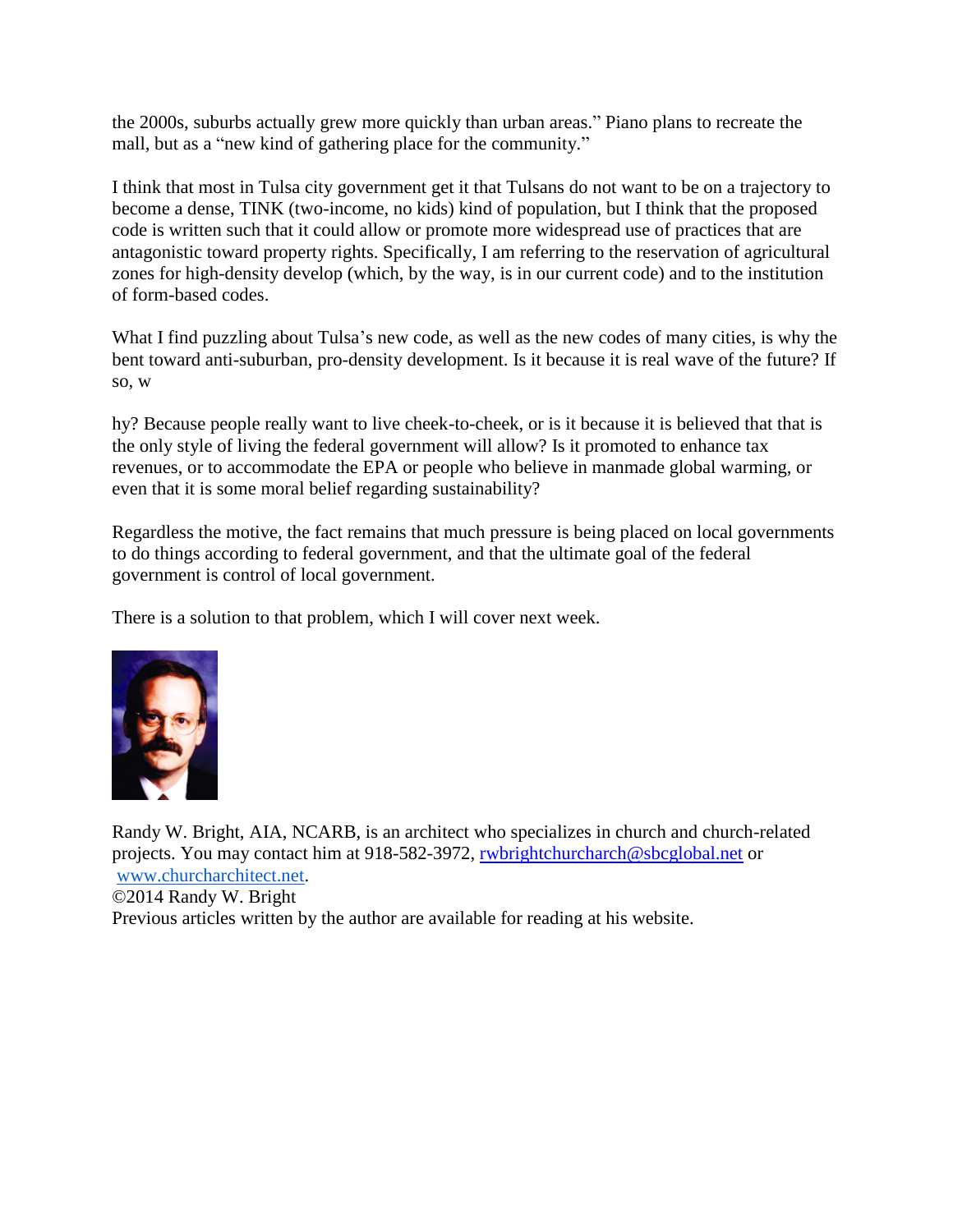the 2000s, suburbs actually grew more quickly than urban areas." Piano plans to recreate the mall, but as a "new kind of gathering place for the community."

I think that most in Tulsa city government get it that Tulsans do not want to be on a trajectory to become a dense, TINK (two-income, no kids) kind of population, but I think that the proposed code is written such that it could allow or promote more widespread use of practices that are antagonistic toward property rights. Specifically, I am referring to the reservation of agricultural zones for high-density develop (which, by the way, is in our current code) and to the institution of form-based codes.

What I find puzzling about Tulsa's new code, as well as the new codes of many cities, is why the bent toward anti-suburban, pro-density development. Is it because it is real wave of the future? If so, why? Because people really want to live cheek-to-cheek, or is it because it is believed that that is the only style of living the federal government will allow? Is it promoted to enhance tax revenues, or to accommodate the EPA or people who believe in manmade global warming, or even that it is some moral belief regarding sustainability?

Regardless the motive, the fact remains that much pressure is being placed on local governments to do things according to federal government, and that the ultimate goal of the federal government is control of local government.

There is a solution to that problem, which I will cover next week.

Randy W. Bright, AIA, NCARB, is an architect who specializes in church and church-related projects. You may contact him at 918-582-3972, rwbrightchurcharch@sbcglobal.net or www.churcharchitect.net.
©2014 Randy W. Bright
Previous articles written by the author are available for reading at his website.